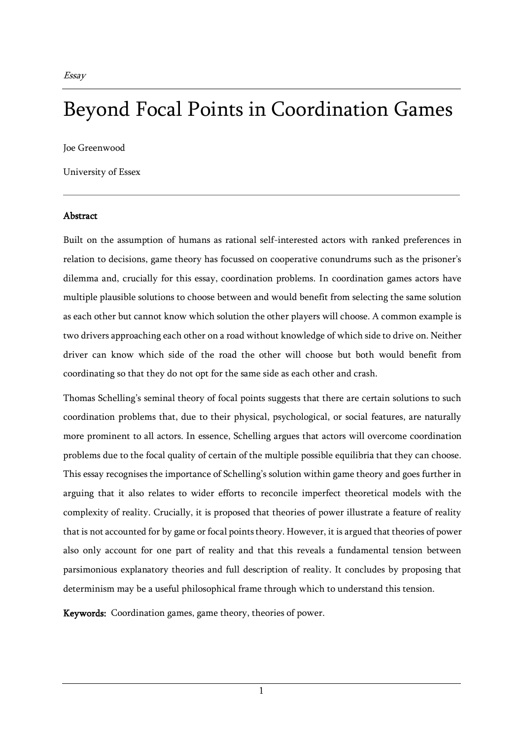*Essay*

# Beyond Focal Points in Coordination Games

Joe Greenwood

University of Essex

---

**Abstract**

Built on the assumption of humans as rational self-interested actors with ranked preferences in relation to decisions, game theory has focussed on cooperative conundrums such as the prisoner's dilemma and, crucially for this essay, coordination problems. In coordination games actors have multiple plausible solutions to choose between and would benefit from selecting the same solution as each other but cannot know which solution the other players will choose. A common example is two drivers approaching each other on a road without knowledge of which side to drive on. Neither driver can know which side of the road the other will choose but both would benefit from coordinating so that they do not opt for the same side as each other and crash.

Thomas Schelling's seminal theory of focal points suggests that there are certain solutions to such coordination problems that, due to their physical, psychological, or social features, are naturally more prominent to all actors. In essence, Schelling argues that actors will overcome coordination problems due to the focal quality of certain of the multiple possible equilibria that they can choose. This essay recognises the importance of Schelling's solution within game theory and goes further in arguing that it also relates to wider efforts to reconcile imperfect theoretical models with the complexity of reality. Crucially, it is proposed that theories of power illustrate a feature of reality that is not accounted for by game or focal points theory. However, it is argued that theories of power also only account for one part of reality and that this reveals a fundamental tension between parsimonious explanatory theories and full description of reality. It concludes by proposing that determinism may be a useful philosophical frame through which to understand this tension.

**Keywords:** Coordination games, game theory, theories of power.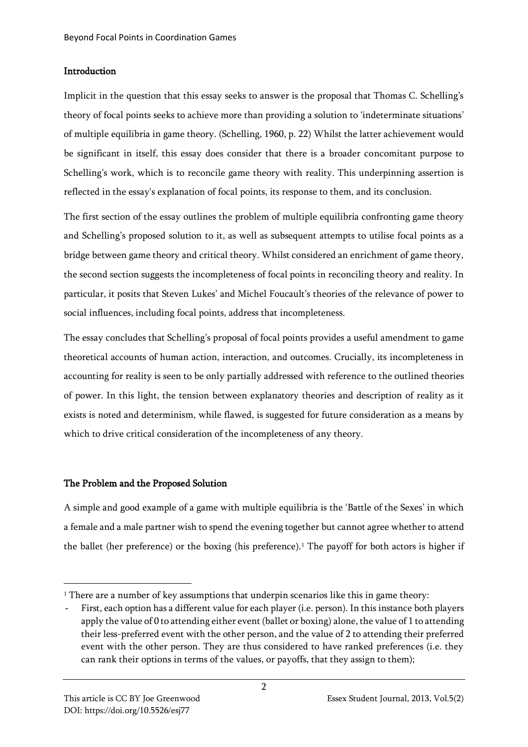## Introduction

Implicit in the question that this essay seeks to answer is the proposal that Thomas C. Schelling's theory of focal points seeks to achieve more than providing a solution to 'indeterminate situations' of multiple equilibria in game theory. (Schelling, 1960, p. 22) Whilst the latter achievement would be significant in itself, this essay does consider that there is a broader concomitant purpose to Schelling's work, which is to reconcile game theory with reality. This underpinning assertion is reflected in the essay's explanation of focal points, its response to them, and its conclusion.

The first section of the essay outlines the problem of multiple equilibria confronting game theory and Schelling's proposed solution to it, as well as subsequent attempts to utilise focal points as a bridge between game theory and critical theory. Whilst considered an enrichment of game theory, the second section suggests the incompleteness of focal points in reconciling theory and reality. In particular, it posits that Steven Lukes' and Michel Foucault's theories of the relevance of power to social influences, including focal points, address that incompleteness.

The essay concludes that Schelling's proposal of focal points provides a useful amendment to game theoretical accounts of human action, interaction, and outcomes. Crucially, its incompleteness in accounting for reality is seen to be only partially addressed with reference to the outlined theories of power. In this light, the tension between explanatory theories and description of reality as it exists is noted and determinism, while flawed, is suggested for future consideration as a means by which to drive critical consideration of the incompleteness of any theory.

## The Problem and the Proposed Solution

A simple and good example of a game with multiple equilibria is the 'Battle of the Sexes' in which a female and a male partner wish to spend the evening together but cannot agree whether to attend the ballet (her preference) or the boxing (his preference).[1] The payoff for both actors is higher if

---

[1] There are a number of key assumptions that underpin scenarios like this in game theory:

- First, each option has a different value for each player (i.e. person). In this instance both players apply the value of 0 to attending either event (ballet or boxing) alone, the value of 1 to attending their less-preferred event with the other person, and the value of 2 to attending their preferred event with the other person. They are thus considered to have ranked preferences (i.e. they can rank their options in terms of the values, or payoffs, that they assign to them);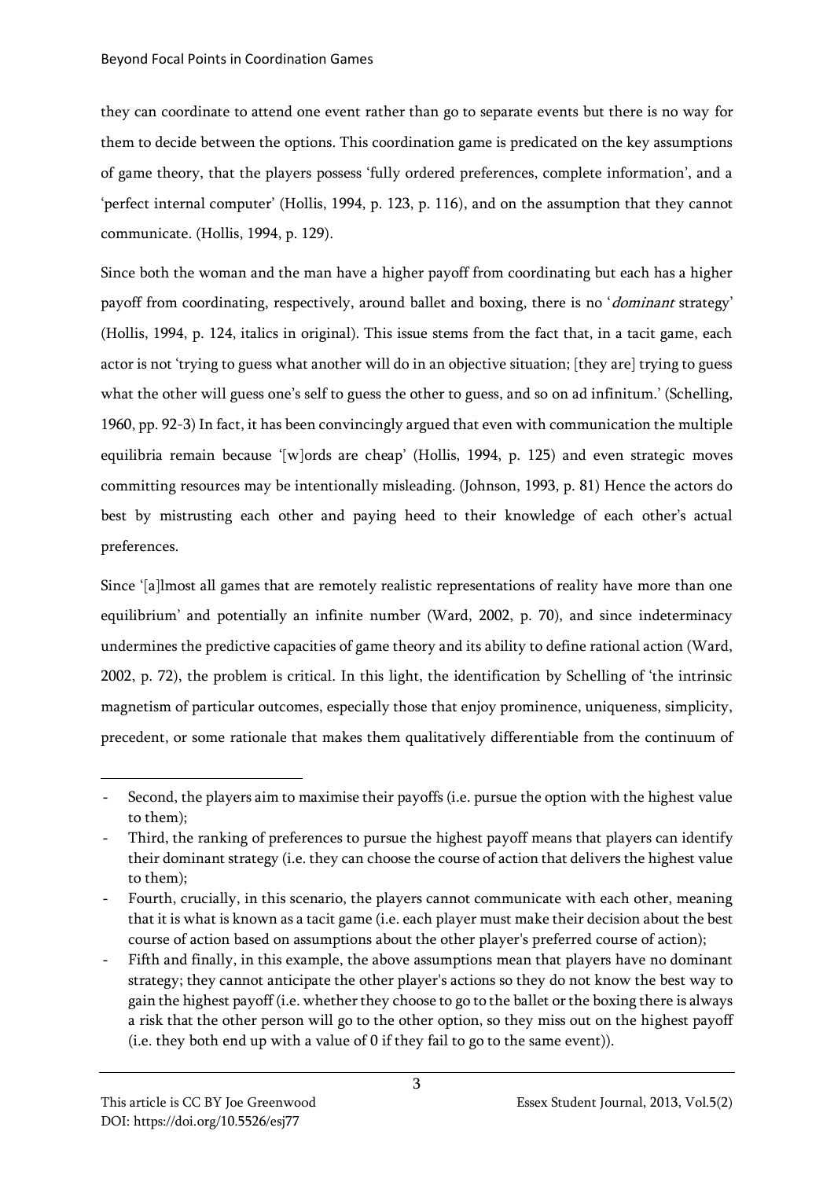they can coordinate to attend one event rather than go to separate events but there is no way for them to decide between the options. This coordination game is predicated on the key assumptions of game theory, that the players possess 'fully ordered preferences, complete information', and a 'perfect internal computer' (Hollis, 1994, p. 123, p. 116), and on the assumption that they cannot communicate. (Hollis, 1994, p. 129).

Since both the woman and the man have a higher payoff from coordinating but each has a higher payoff from coordinating, respectively, around ballet and boxing, there is no '*dominant* strategy' (Hollis, 1994, p. 124, italics in original). This issue stems from the fact that, in a tacit game, each actor is not 'trying to guess what another will do in an objective situation; [they are] trying to guess what the other will guess one's self to guess the other to guess, and so on ad infinitum.' (Schelling, 1960, pp. 92-3) In fact, it has been convincingly argued that even with communication the multiple equilibria remain because '[w]ords are cheap' (Hollis, 1994, p. 125) and even strategic moves committing resources may be intentionally misleading. (Johnson, 1993, p. 81) Hence the actors do best by mistrusting each other and paying heed to their knowledge of each other's actual preferences.

Since '[a]lmost all games that are remotely realistic representations of reality have more than one equilibrium' and potentially an infinite number (Ward, 2002, p. 70), and since indeterminacy undermines the predictive capacities of game theory and its ability to define rational action (Ward, 2002, p. 72), the problem is critical. In this light, the identification by Schelling of 'the intrinsic magnetism of particular outcomes, especially those that enjoy prominence, uniqueness, simplicity, precedent, or some rationale that makes them qualitatively differentiable from the continuum of

---

- Second, the players aim to maximise their payoffs (i.e. pursue the option with the highest value to them);
- Third, the ranking of preferences to pursue the highest payoff means that players can identify their dominant strategy (i.e. they can choose the course of action that delivers the highest value to them);
- Fourth, crucially, in this scenario, the players cannot communicate with each other, meaning that it is what is known as a tacit game (i.e. each player must make their decision about the best course of action based on assumptions about the other player's preferred course of action);
- Fifth and finally, in this example, the above assumptions mean that players have no dominant strategy; they cannot anticipate the other player's actions so they do not know the best way to gain the highest payoff (i.e. whether they choose to go to the ballet or the boxing there is always a risk that the other person will go to the other option, so they miss out on the highest payoff (i.e. they both end up with a value of 0 if they fail to go to the same event)).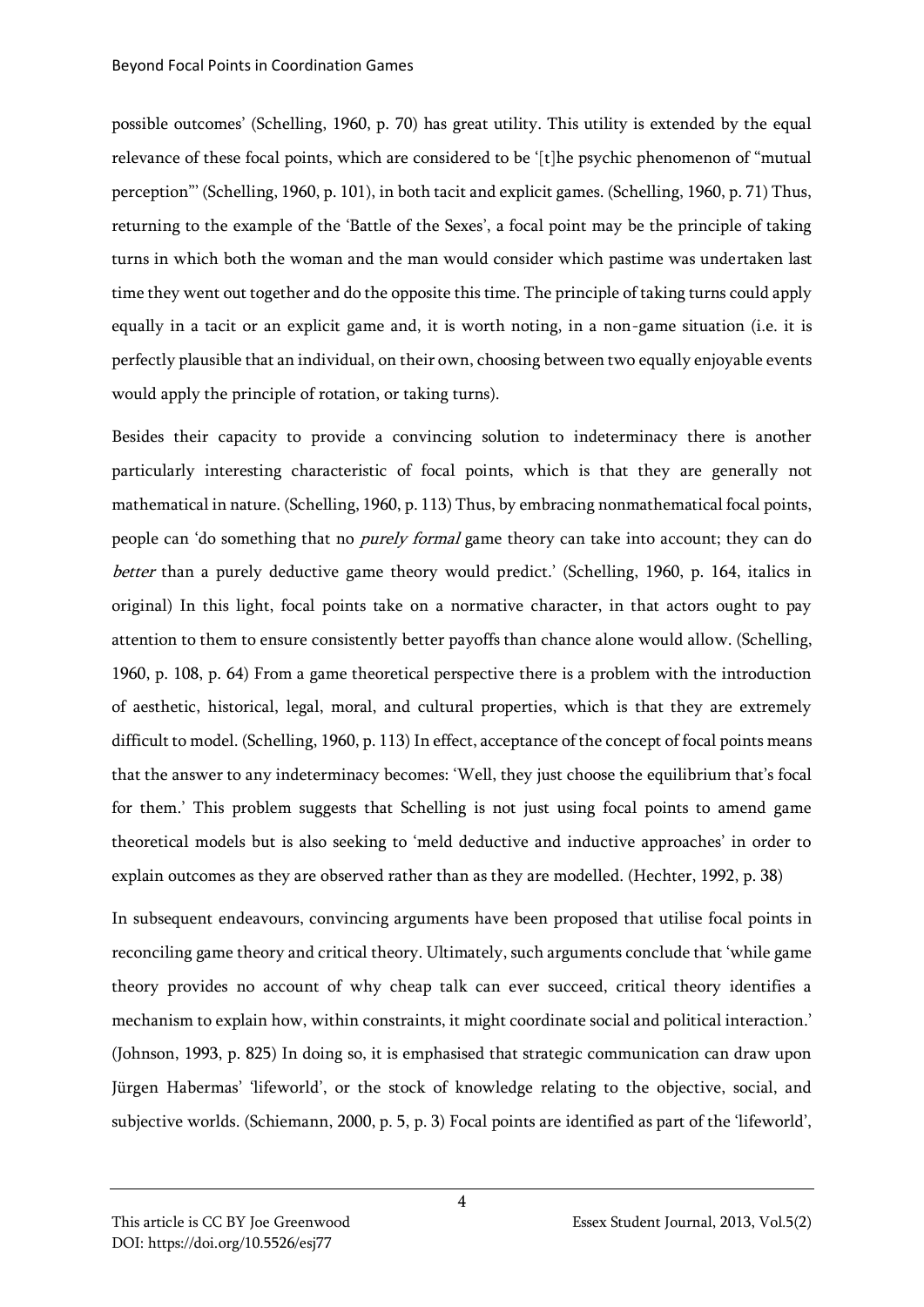possible outcomes' (Schelling, 1960, p. 70) has great utility. This utility is extended by the equal relevance of these focal points, which are considered to be '[t]he psychic phenomenon of "mutual perception"' (Schelling, 1960, p. 101), in both tacit and explicit games. (Schelling, 1960, p. 71) Thus, returning to the example of the 'Battle of the Sexes', a focal point may be the principle of taking turns in which both the woman and the man would consider which pastime was undertaken last time they went out together and do the opposite this time. The principle of taking turns could apply equally in a tacit or an explicit game and, it is worth noting, in a non-game situation (i.e. it is perfectly plausible that an individual, on their own, choosing between two equally enjoyable events would apply the principle of rotation, or taking turns).

Besides their capacity to provide a convincing solution to indeterminacy there is another particularly interesting characteristic of focal points, which is that they are generally not mathematical in nature. (Schelling, 1960, p. 113) Thus, by embracing nonmathematical focal points, people can 'do something that no *purely formal* game theory can take into account; they can do *better* than a purely deductive game theory would predict.' (Schelling, 1960, p. 164, italics in original) In this light, focal points take on a normative character, in that actors ought to pay attention to them to ensure consistently better payoffs than chance alone would allow. (Schelling, 1960, p. 108, p. 64) From a game theoretical perspective there is a problem with the introduction of aesthetic, historical, legal, moral, and cultural properties, which is that they are extremely difficult to model. (Schelling, 1960, p. 113) In effect, acceptance of the concept of focal points means that the answer to any indeterminacy becomes: 'Well, they just choose the equilibrium that's focal for them.' This problem suggests that Schelling is not just using focal points to amend game theoretical models but is also seeking to 'meld deductive and inductive approaches' in order to explain outcomes as they are observed rather than as they are modelled. (Hechter, 1992, p. 38)

In subsequent endeavours, convincing arguments have been proposed that utilise focal points in reconciling game theory and critical theory. Ultimately, such arguments conclude that 'while game theory provides no account of why cheap talk can ever succeed, critical theory identifies a mechanism to explain how, within constraints, it might coordinate social and political interaction.' (Johnson, 1993, p. 825) In doing so, it is emphasised that strategic communication can draw upon Jürgen Habermas' 'lifeworld', or the stock of knowledge relating to the objective, social, and subjective worlds. (Schiemann, 2000, p. 5, p. 3) Focal points are identified as part of the 'lifeworld',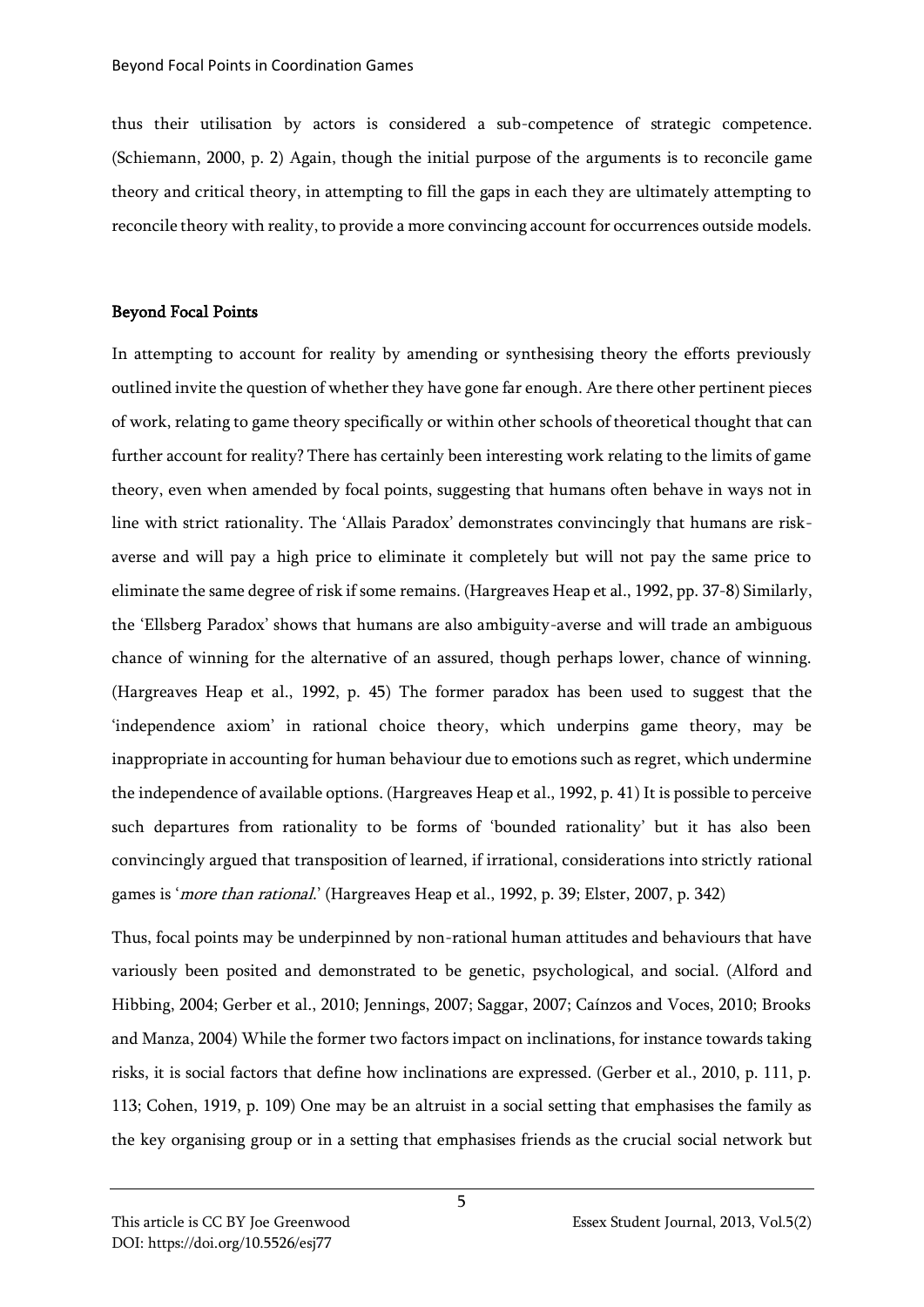thus their utilisation by actors is considered a sub-competence of strategic competence. (Schiemann, 2000, p. 2) Again, though the initial purpose of the arguments is to reconcile game theory and critical theory, in attempting to fill the gaps in each they are ultimately attempting to reconcile theory with reality, to provide a more convincing account for occurrences outside models.

## Beyond Focal Points

In attempting to account for reality by amending or synthesising theory the efforts previously outlined invite the question of whether they have gone far enough. Are there other pertinent pieces of work, relating to game theory specifically or within other schools of theoretical thought that can further account for reality? There has certainly been interesting work relating to the limits of game theory, even when amended by focal points, suggesting that humans often behave in ways not in line with strict rationality. The 'Allais Paradox' demonstrates convincingly that humans are risk-averse and will pay a high price to eliminate it completely but will not pay the same price to eliminate the same degree of risk if some remains. (Hargreaves Heap et al., 1992, pp. 37-8) Similarly, the 'Ellsberg Paradox' shows that humans are also ambiguity-averse and will trade an ambiguous chance of winning for the alternative of an assured, though perhaps lower, chance of winning. (Hargreaves Heap et al., 1992, p. 45) The former paradox has been used to suggest that the 'independence axiom' in rational choice theory, which underpins game theory, may be inappropriate in accounting for human behaviour due to emotions such as regret, which undermine the independence of available options. (Hargreaves Heap et al., 1992, p. 41) It is possible to perceive such departures from rationality to be forms of 'bounded rationality' but it has also been convincingly argued that transposition of learned, if irrational, considerations into strictly rational games is '*more than rational*.' (Hargreaves Heap et al., 1992, p. 39; Elster, 2007, p. 342)

Thus, focal points may be underpinned by non-rational human attitudes and behaviours that have variously been posited and demonstrated to be genetic, psychological, and social. (Alford and Hibbing, 2004; Gerber et al., 2010; Jennings, 2007; Saggar, 2007; Caínzos and Voces, 2010; Brooks and Manza, 2004) While the former two factors impact on inclinations, for instance towards taking risks, it is social factors that define how inclinations are expressed. (Gerber et al., 2010, p. 111, p. 113; Cohen, 1919, p. 109) One may be an altruist in a social setting that emphasises the family as the key organising group or in a setting that emphasises friends as the crucial social network but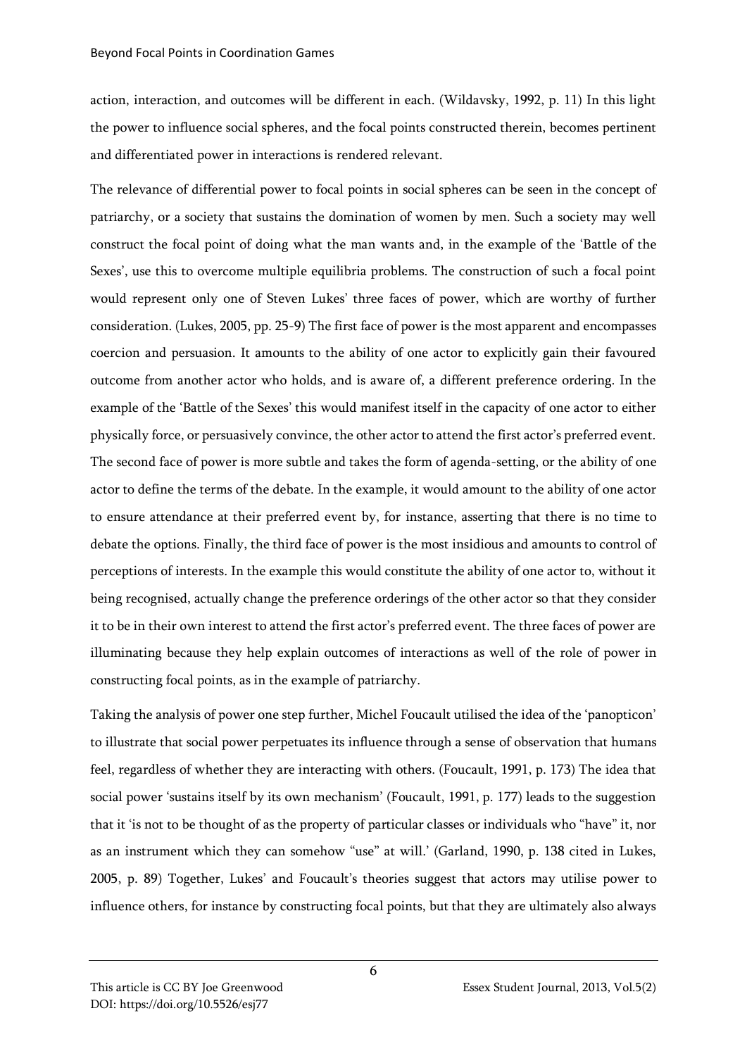action, interaction, and outcomes will be different in each. (Wildavsky, 1992, p. 11) In this light the power to influence social spheres, and the focal points constructed therein, becomes pertinent and differentiated power in interactions is rendered relevant.

The relevance of differential power to focal points in social spheres can be seen in the concept of patriarchy, or a society that sustains the domination of women by men. Such a society may well construct the focal point of doing what the man wants and, in the example of the 'Battle of the Sexes', use this to overcome multiple equilibria problems. The construction of such a focal point would represent only one of Steven Lukes' three faces of power, which are worthy of further consideration. (Lukes, 2005, pp. 25-9) The first face of power is the most apparent and encompasses coercion and persuasion. It amounts to the ability of one actor to explicitly gain their favoured outcome from another actor who holds, and is aware of, a different preference ordering. In the example of the 'Battle of the Sexes' this would manifest itself in the capacity of one actor to either physically force, or persuasively convince, the other actor to attend the first actor's preferred event. The second face of power is more subtle and takes the form of agenda-setting, or the ability of one actor to define the terms of the debate. In the example, it would amount to the ability of one actor to ensure attendance at their preferred event by, for instance, asserting that there is no time to debate the options. Finally, the third face of power is the most insidious and amounts to control of perceptions of interests. In the example this would constitute the ability of one actor to, without it being recognised, actually change the preference orderings of the other actor so that they consider it to be in their own interest to attend the first actor's preferred event. The three faces of power are illuminating because they help explain outcomes of interactions as well of the role of power in constructing focal points, as in the example of patriarchy.

Taking the analysis of power one step further, Michel Foucault utilised the idea of the 'panopticon' to illustrate that social power perpetuates its influence through a sense of observation that humans feel, regardless of whether they are interacting with others. (Foucault, 1991, p. 173) The idea that social power 'sustains itself by its own mechanism' (Foucault, 1991, p. 177) leads to the suggestion that it 'is not to be thought of as the property of particular classes or individuals who "have" it, nor as an instrument which they can somehow "use" at will.' (Garland, 1990, p. 138 cited in Lukes, 2005, p. 89) Together, Lukes' and Foucault's theories suggest that actors may utilise power to influence others, for instance by constructing focal points, but that they are ultimately also always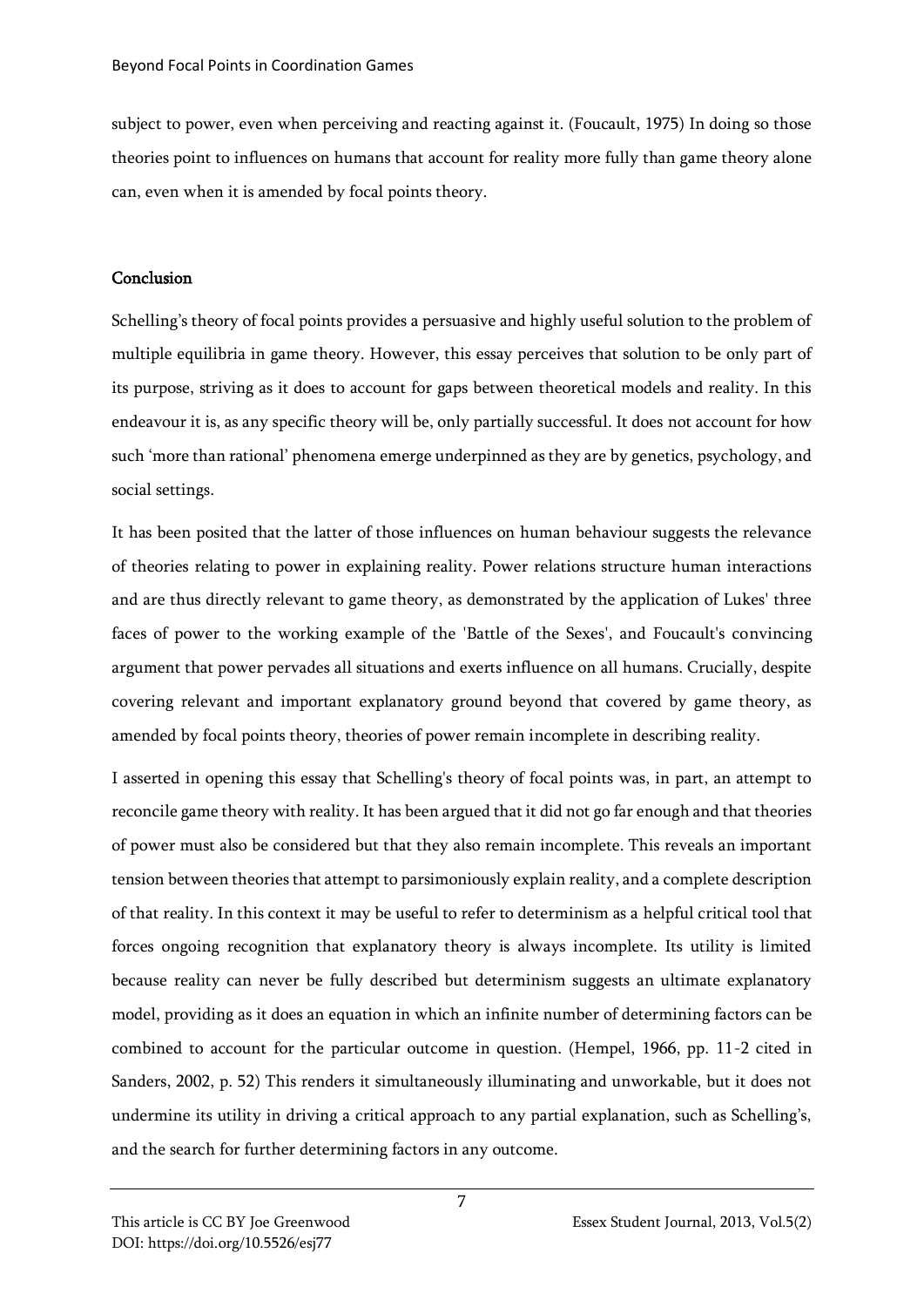subject to power, even when perceiving and reacting against it. (Foucault, 1975) In doing so those theories point to influences on humans that account for reality more fully than game theory alone can, even when it is amended by focal points theory.

## Conclusion

Schelling's theory of focal points provides a persuasive and highly useful solution to the problem of multiple equilibria in game theory. However, this essay perceives that solution to be only part of its purpose, striving as it does to account for gaps between theoretical models and reality. In this endeavour it is, as any specific theory will be, only partially successful. It does not account for how such 'more than rational' phenomena emerge underpinned as they are by genetics, psychology, and social settings.

It has been posited that the latter of those influences on human behaviour suggests the relevance of theories relating to power in explaining reality. Power relations structure human interactions and are thus directly relevant to game theory, as demonstrated by the application of Lukes' three faces of power to the working example of the 'Battle of the Sexes', and Foucault's convincing argument that power pervades all situations and exerts influence on all humans. Crucially, despite covering relevant and important explanatory ground beyond that covered by game theory, as amended by focal points theory, theories of power remain incomplete in describing reality.

I asserted in opening this essay that Schelling's theory of focal points was, in part, an attempt to reconcile game theory with reality. It has been argued that it did not go far enough and that theories of power must also be considered but that they also remain incomplete. This reveals an important tension between theories that attempt to parsimoniously explain reality, and a complete description of that reality. In this context it may be useful to refer to determinism as a helpful critical tool that forces ongoing recognition that explanatory theory is always incomplete. Its utility is limited because reality can never be fully described but determinism suggests an ultimate explanatory model, providing as it does an equation in which an infinite number of determining factors can be combined to account for the particular outcome in question. (Hempel, 1966, pp. 11-2 cited in Sanders, 2002, p. 52) This renders it simultaneously illuminating and unworkable, but it does not undermine its utility in driving a critical approach to any partial explanation, such as Schelling's, and the search for further determining factors in any outcome.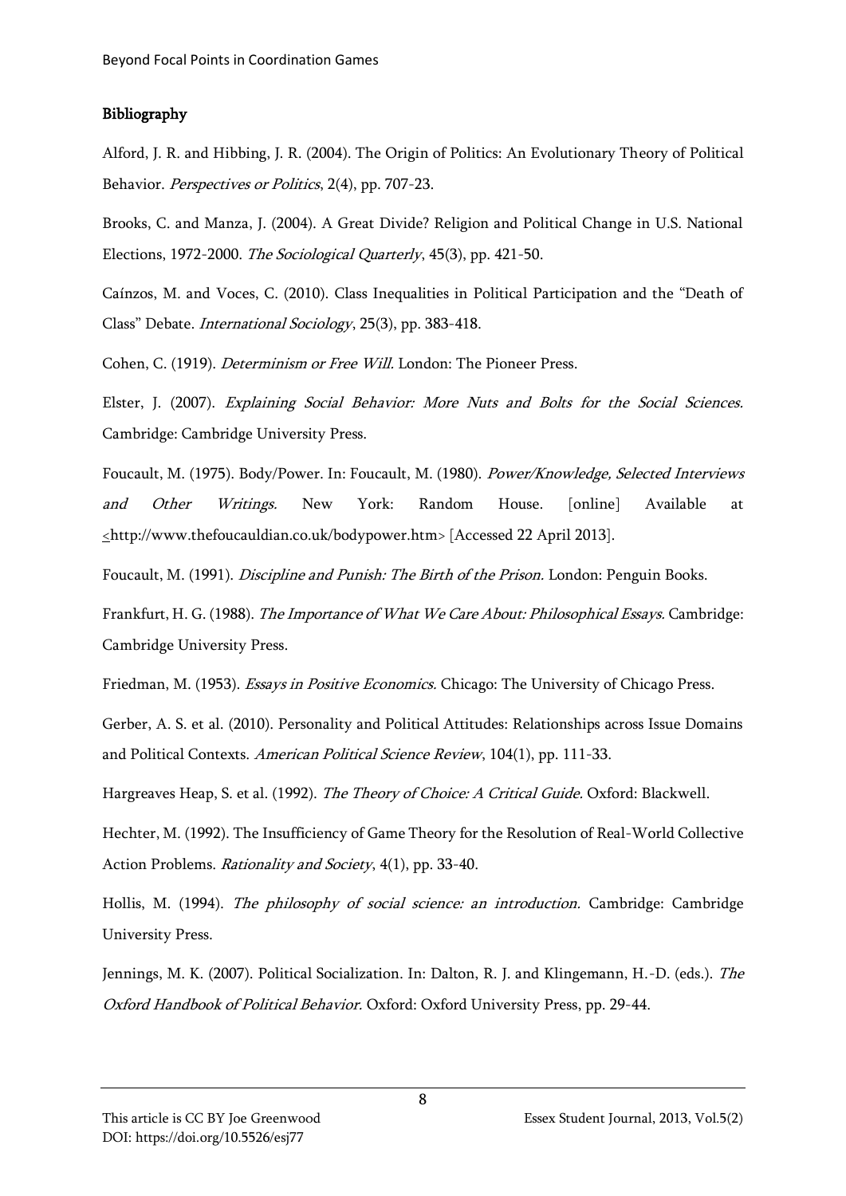## Bibliography

Alford, J. R. and Hibbing, J. R. (2004). The Origin of Politics: An Evolutionary Theory of Political Behavior. *Perspectives or Politics*, 2(4), pp. 707-23.

Brooks, C. and Manza, J. (2004). A Great Divide? Religion and Political Change in U.S. National Elections, 1972-2000. *The Sociological Quarterly*, 45(3), pp. 421-50.

Caínzos, M. and Voces, C. (2010). Class Inequalities in Political Participation and the "Death of Class" Debate. *International Sociology*, 25(3), pp. 383-418.

Cohen, C. (1919). *Determinism or Free Will.* London: The Pioneer Press.

Elster, J. (2007). *Explaining Social Behavior: More Nuts and Bolts for the Social Sciences.* Cambridge: Cambridge University Press.

Foucault, M. (1975). Body/Power. In: Foucault, M. (1980). *Power/Knowledge, Selected Interviews and Other Writings.* New York: Random House. [online] Available at <http://www.thefoucauldian.co.uk/bodypower.htm> [Accessed 22 April 2013].

Foucault, M. (1991). *Discipline and Punish: The Birth of the Prison.* London: Penguin Books.

Frankfurt, H. G. (1988). *The Importance of What We Care About: Philosophical Essays.* Cambridge: Cambridge University Press.

Friedman, M. (1953). *Essays in Positive Economics.* Chicago: The University of Chicago Press.

Gerber, A. S. et al. (2010). Personality and Political Attitudes: Relationships across Issue Domains and Political Contexts. *American Political Science Review*, 104(1), pp. 111-33.

Hargreaves Heap, S. et al. (1992). *The Theory of Choice: A Critical Guide.* Oxford: Blackwell.

Hechter, M. (1992). The Insufficiency of Game Theory for the Resolution of Real-World Collective Action Problems. *Rationality and Society*, 4(1), pp. 33-40.

Hollis, M. (1994). *The philosophy of social science: an introduction.* Cambridge: Cambridge University Press.

Jennings, M. K. (2007). Political Socialization. In: Dalton, R. J. and Klingemann, H.-D. (eds.). *The Oxford Handbook of Political Behavior.* Oxford: Oxford University Press, pp. 29-44.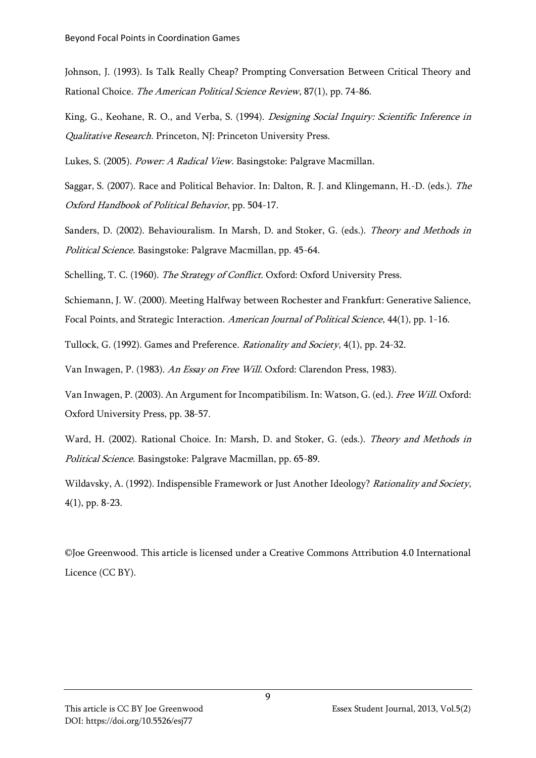Johnson, J. (1993). Is Talk Really Cheap? Prompting Conversation Between Critical Theory and Rational Choice. *The American Political Science Review*, 87(1), pp. 74-86.

King, G., Keohane, R. O., and Verba, S. (1994). *Designing Social Inquiry: Scientific Inference in Qualitative Research.* Princeton, NJ: Princeton University Press.

Lukes, S. (2005). *Power: A Radical View.* Basingstoke: Palgrave Macmillan.

Saggar, S. (2007). Race and Political Behavior. In: Dalton, R. J. and Klingemann, H.-D. (eds.). *The Oxford Handbook of Political Behavior*, pp. 504-17.

Sanders, D. (2002). Behaviouralism. In Marsh, D. and Stoker, G. (eds.). *Theory and Methods in Political Science.* Basingstoke: Palgrave Macmillan, pp. 45-64.

Schelling, T. C. (1960). *The Strategy of Conflict.* Oxford: Oxford University Press.

Schiemann, J. W. (2000). Meeting Halfway between Rochester and Frankfurt: Generative Salience, Focal Points, and Strategic Interaction. *American Journal of Political Science*, 44(1), pp. 1-16.

Tullock, G. (1992). Games and Preference. *Rationality and Society*, 4(1), pp. 24-32.

Van Inwagen, P. (1983). *An Essay on Free Will.* Oxford: Clarendon Press, 1983).

Van Inwagen, P. (2003). An Argument for Incompatibilism. In: Watson, G. (ed.). *Free Will.* Oxford: Oxford University Press, pp. 38-57.

Ward, H. (2002). Rational Choice. In: Marsh, D. and Stoker, G. (eds.). *Theory and Methods in Political Science.* Basingstoke: Palgrave Macmillan, pp. 65-89.

Wildavsky, A. (1992). Indispensible Framework or Just Another Ideology? *Rationality and Society*, 4(1), pp. 8-23.

©Joe Greenwood. This article is licensed under a Creative Commons Attribution 4.0 International Licence (CC BY).